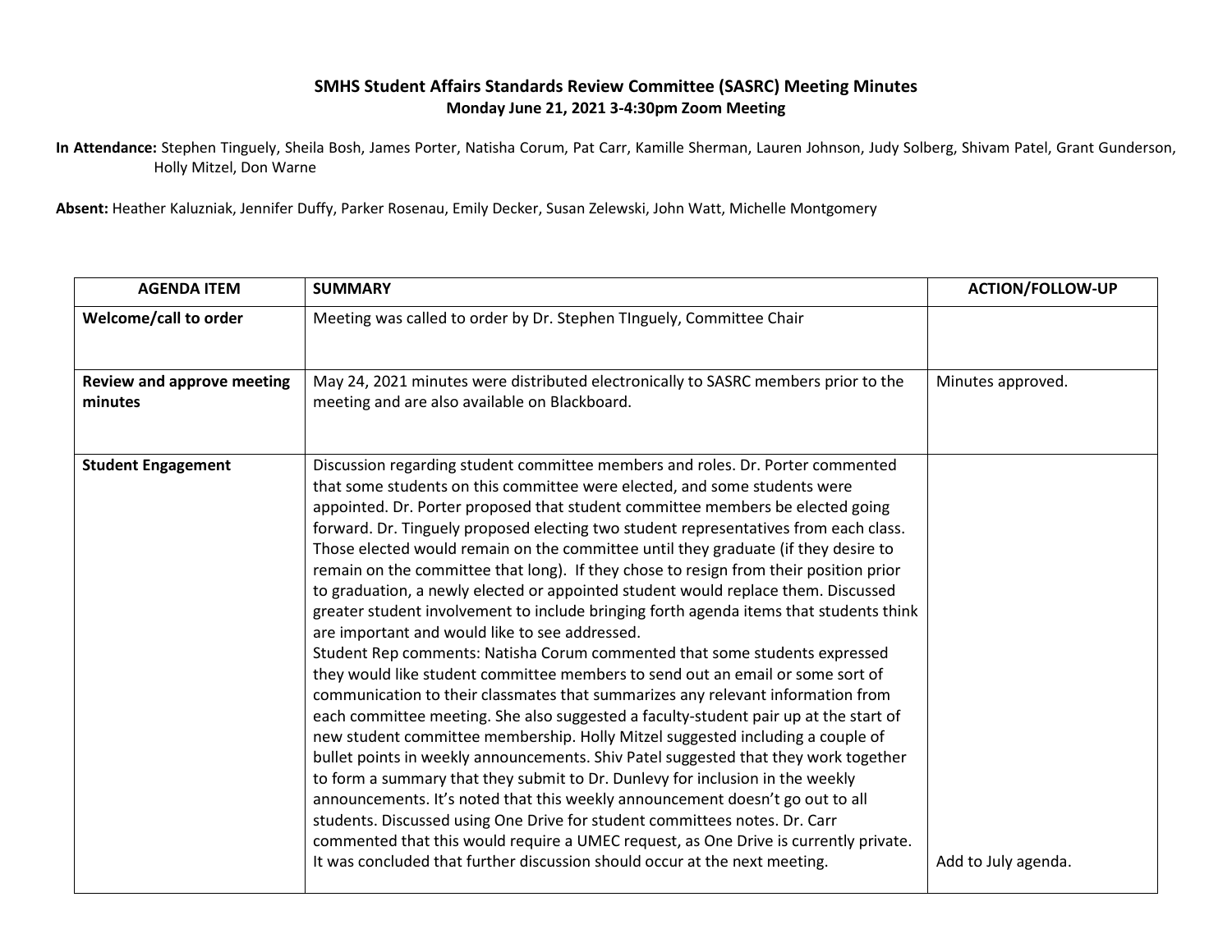# SMHS Student Affairs Standards Review Committee (SASRC) Meeting Minutes

**Monday June 21, 2021 3-4:30pm Zoom Meeting**

**In Attendance:** Stephen Tinguely, Sheila Bosh, James Porter, Natisha Corum, Pat Carr, Kamille Sherman, Lauren Johnson, Judy Solberg, Shivam Patel, Grant Gunderson, Holly Mitzel, Don Warne

**Absent:** Heather Kaluzniak, Jennifer Duffy, Parker Rosenau, Emily Decker, Susan Zelewski, John Watt, Michelle Montgomery

| AGENDA ITEM | SUMMARY | ACTION/FOLLOW-UP |
|---|---|---|
| **Welcome/call to order** | Meeting was called to order by Dr. Stephen TInguely, Committee Chair | |
| **Review and approve meeting minutes** | May 24, 2021 minutes were distributed electronically to SASRC members prior to the meeting and are also available on Blackboard. | Minutes approved. |
| **Student Engagement** | Discussion regarding student committee members and roles. Dr. Porter commented that some students on this committee were elected, and some students were appointed. Dr. Porter proposed that student committee members be elected going forward. Dr. Tinguely proposed electing two student representatives from each class. Those elected would remain on the committee until they graduate (if they desire to remain on the committee that long). If they chose to resign from their position prior to graduation, a newly elected or appointed student would replace them. Discussed greater student involvement to include bringing forth agenda items that students think are important and would like to see addressed.<br>Student Rep comments: Natisha Corum commented that some students expressed they would like student committee members to send out an email or some sort of communication to their classmates that summarizes any relevant information from each committee meeting. She also suggested a faculty-student pair up at the start of new student committee membership. Holly Mitzel suggested including a couple of bullet points in weekly announcements. Shiv Patel suggested that they work together to form a summary that they submit to Dr. Dunlevy for inclusion in the weekly announcements. It's noted that this weekly announcement doesn't go out to all students. Discussed using One Drive for student committees notes. Dr. Carr commented that this would require a UMEC request, as One Drive is currently private. It was concluded that further discussion should occur at the next meeting. | Add to July agenda. |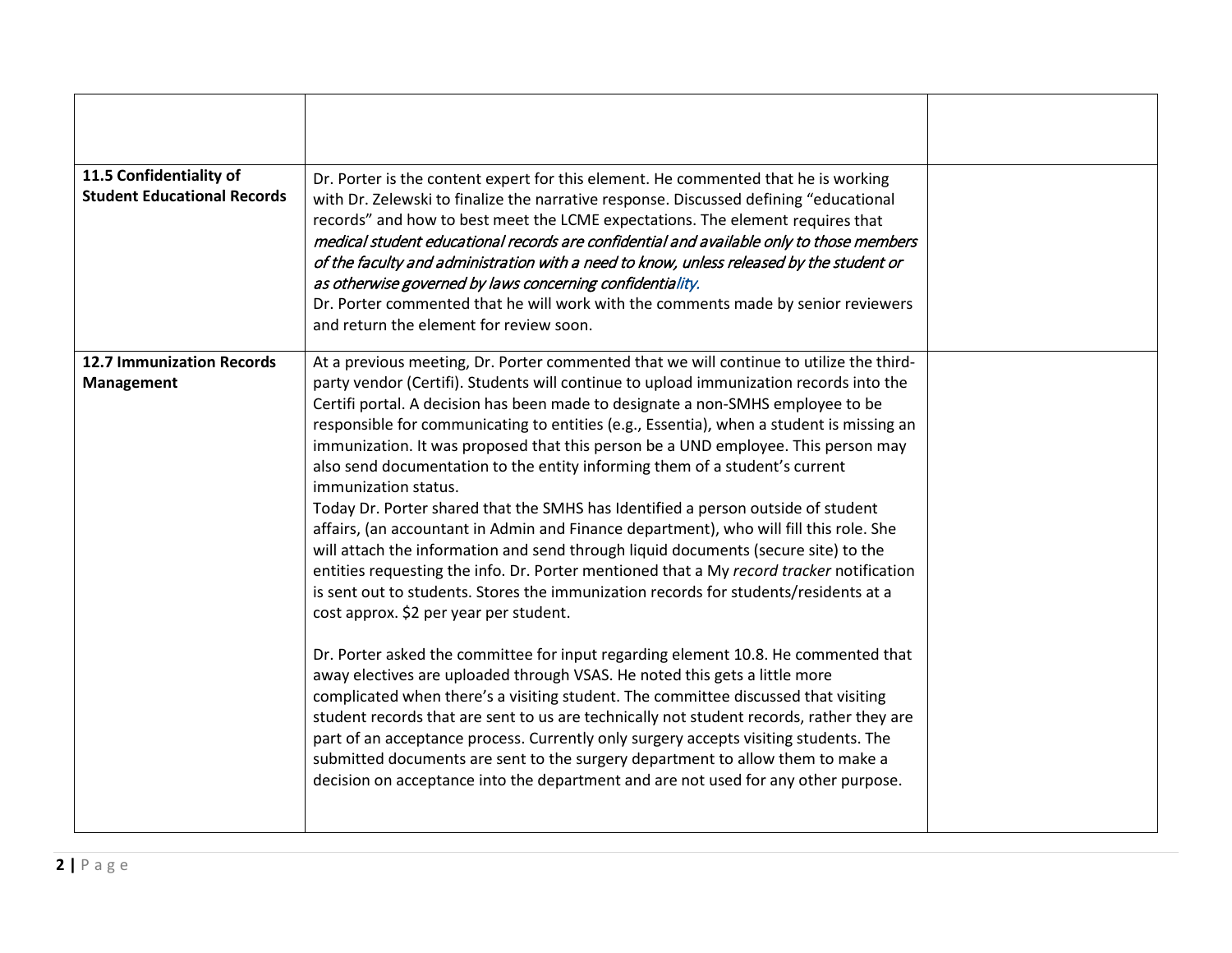| | | |
|---|---|---|
| | | |
| **11.5 Confidentiality of Student Educational Records** | Dr. Porter is the content expert for this element. He commented that he is working with Dr. Zelewski to finalize the narrative response. Discussed defining "educational records" and how to best meet the LCME expectations. The element requires that *medical student educational records are confidential and available only to those members of the faculty and administration with a need to know, unless released by the student or as otherwise governed by laws concerning confidentiality.*<br>Dr. Porter commented that he will work with the comments made by senior reviewers and return the element for review soon. | |
| **12.7 Immunization Records Management** | At a previous meeting, Dr. Porter commented that we will continue to utilize the third-party vendor (Certifi). Students will continue to upload immunization records into the Certifi portal. A decision has been made to designate a non-SMHS employee to be responsible for communicating to entities (e.g., Essentia), when a student is missing an immunization. It was proposed that this person be a UND employee. This person may also send documentation to the entity informing them of a student's current immunization status.<br>Today Dr. Porter shared that the SMHS has Identified a person outside of student affairs, (an accountant in Admin and Finance department), who will fill this role. She will attach the information and send through liquid documents (secure site) to the entities requesting the info. Dr. Porter mentioned that a My *record tracker* notification is sent out to students. Stores the immunization records for students/residents at a cost approx. $2 per year per student.<br><br>Dr. Porter asked the committee for input regarding element 10.8. He commented that away electives are uploaded through VSAS. He noted this gets a little more complicated when there's a visiting student. The committee discussed that visiting student records that are sent to us are technically not student records, rather they are part of an acceptance process. Currently only surgery accepts visiting students. The submitted documents are sent to the surgery department to allow them to make a decision on acceptance into the department and are not used for any other purpose. | |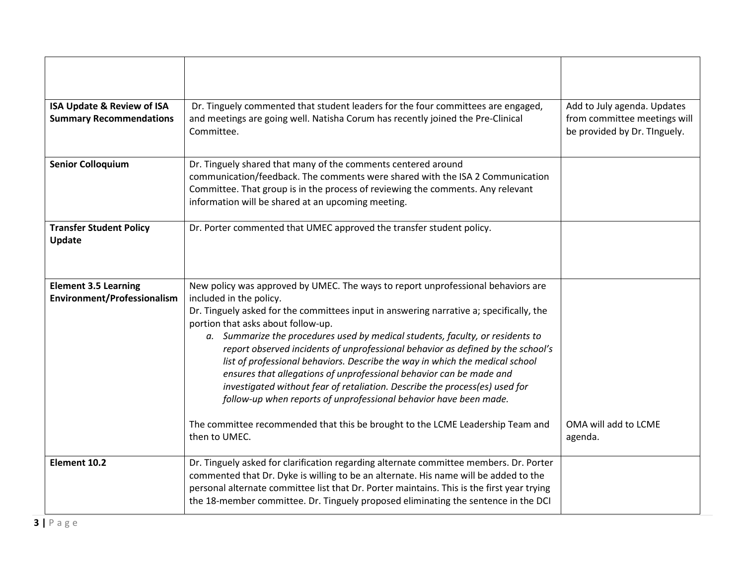| | | |
|---|---|---|
| | | |
| **ISA Update & Review of ISA Summary Recommendations** | Dr. Tinguely commented that student leaders for the four committees are engaged, and meetings are going well. Natisha Corum has recently joined the Pre-Clinical Committee. | Add to July agenda. Updates from committee meetings will be provided by Dr. TInguely. |
| **Senior Colloquium** | Dr. Tinguely shared that many of the comments centered around communication/feedback. The comments were shared with the ISA 2 Communication Committee. That group is in the process of reviewing the comments. Any relevant information will be shared at an upcoming meeting. | |
| **Transfer Student Policy Update** | Dr. Porter commented that UMEC approved the transfer student policy. | |
| **Element 3.5 Learning Environment/Professionalism** | New policy was approved by UMEC. The ways to report unprofessional behaviors are included in the policy.<br>Dr. Tinguely asked for the committees input in answering narrative a; specifically, the portion that asks about follow-up.<br>a. *Summarize the procedures used by medical students, faculty, or residents to report observed incidents of unprofessional behavior as defined by the school's list of professional behaviors. Describe the way in which the medical school ensures that allegations of unprofessional behavior can be made and investigated without fear of retaliation. Describe the process(es) used for follow-up when reports of unprofessional behavior have been made.*<br><br>The committee recommended that this be brought to the LCME Leadership Team and then to UMEC. | OMA will add to LCME agenda. |
| **Element 10.2** | Dr. Tinguely asked for clarification regarding alternate committee members. Dr. Porter commented that Dr. Dyke is willing to be an alternate. His name will be added to the personal alternate committee list that Dr. Porter maintains. This is the first year trying the 18-member committee. Dr. Tinguely proposed eliminating the sentence in the DCI | |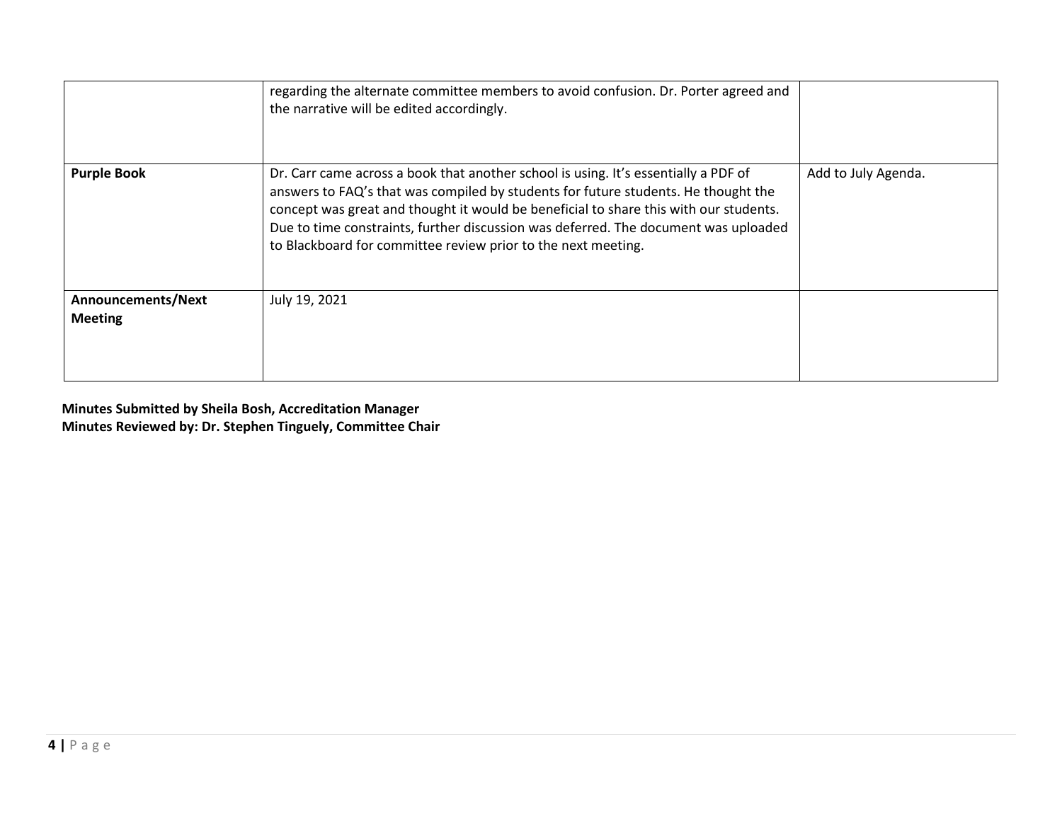| | | |
|---|---|---|
| | regarding the alternate committee members to avoid confusion. Dr. Porter agreed and the narrative will be edited accordingly. | |
| **Purple Book** | Dr. Carr came across a book that another school is using. It's essentially a PDF of answers to FAQ's that was compiled by students for future students. He thought the concept was great and thought it would be beneficial to share this with our students. Due to time constraints, further discussion was deferred. The document was uploaded to Blackboard for committee review prior to the next meeting. | Add to July Agenda. |
| **Announcements/Next Meeting** | July 19, 2021 | |

**Minutes Submitted by Sheila Bosh, Accreditation Manager**
**Minutes Reviewed by: Dr. Stephen Tinguely, Committee Chair**